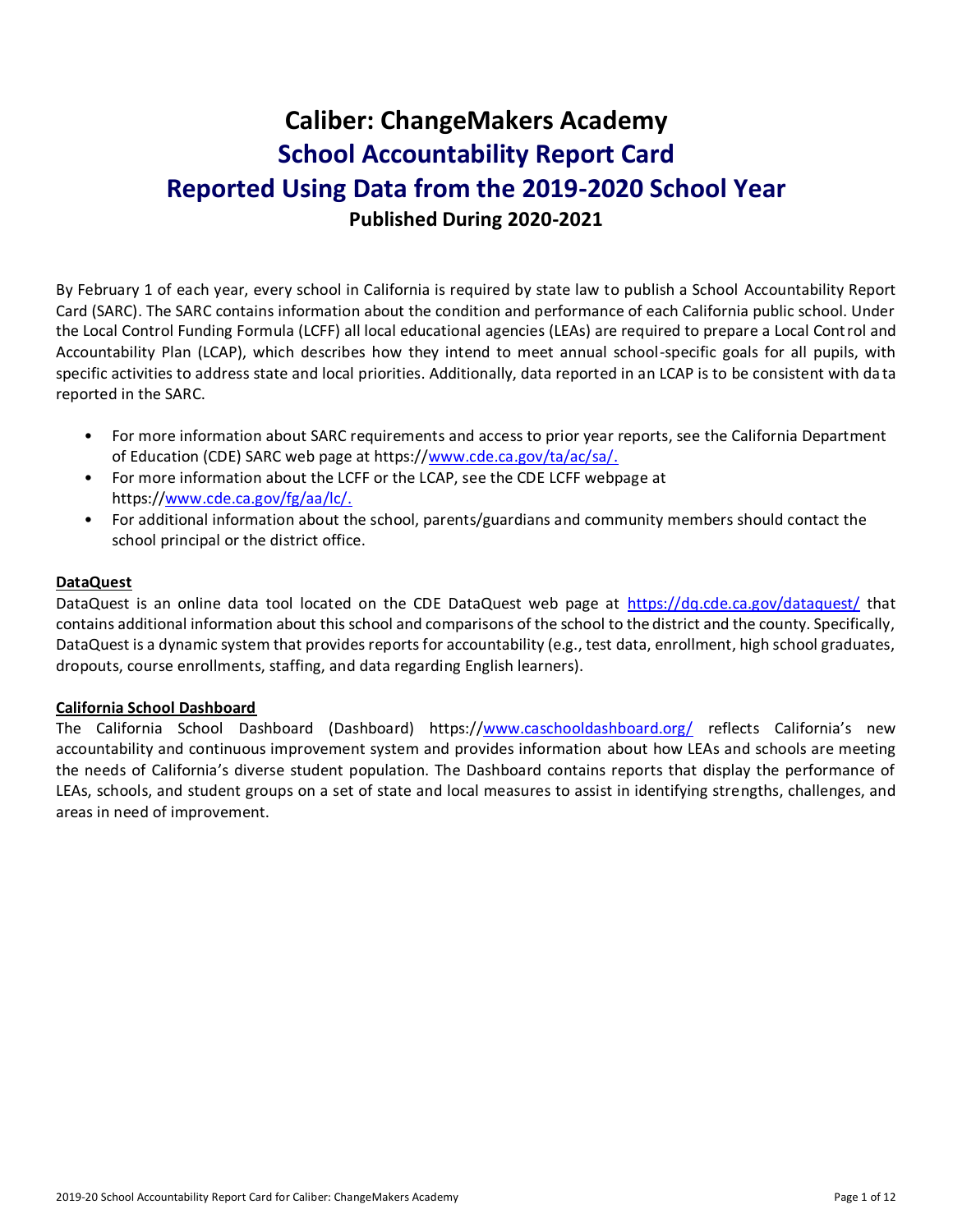# Caliber: ChangeMakers Academy

# School Accountability Report Card

# Reported Using Data from the 2019-2020 School Year

**Published During 2020-2021**

By February 1 of each year, every school in California is required by state law to publish a School Accountability Report Card (SARC). The SARC contains information about the condition and performance of each California public school. Under the Local Control Funding Formula (LCFF) all local educational agencies (LEAs) are required to prepare a Local Control and Accountability Plan (LCAP), which describes how they intend to meet annual school-specific goals for all pupils, with specific activities to address state and local priorities. Additionally, data reported in an LCAP is to be consistent with data reported in the SARC.

- For more information about SARC requirements and access to prior year reports, see the California Department of Education (CDE) SARC web page at https://www.cde.ca.gov/ta/ac/sa/.
- For more information about the LCFF or the LCAP, see the CDE LCFF webpage at https://www.cde.ca.gov/fg/aa/lc/.
- For additional information about the school, parents/guardians and community members should contact the school principal or the district office.

**DataQuest**

DataQuest is an online data tool located on the CDE DataQuest web page at https://dq.cde.ca.gov/dataquest/ that contains additional information about this school and comparisons of the school to the district and the county. Specifically, DataQuest is a dynamic system that provides reports for accountability (e.g., test data, enrollment, high school graduates, dropouts, course enrollments, staffing, and data regarding English learners).

**California School Dashboard**

The California School Dashboard (Dashboard) https://www.caschooldashboard.org/ reflects California's new accountability and continuous improvement system and provides information about how LEAs and schools are meeting the needs of California's diverse student population. The Dashboard contains reports that display the performance of LEAs, schools, and student groups on a set of state and local measures to assist in identifying strengths, challenges, and areas in need of improvement.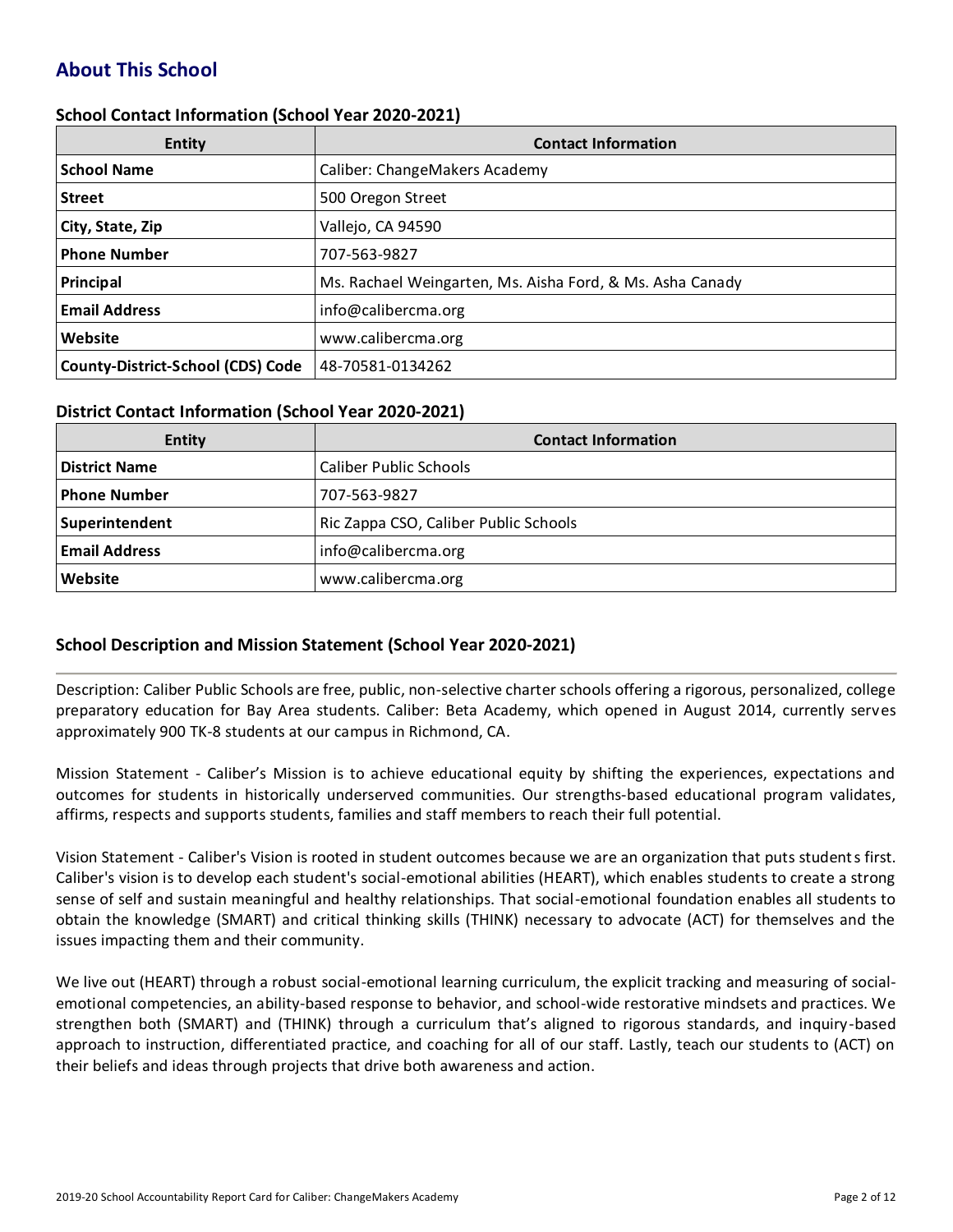## About This School

### School Contact Information (School Year 2020-2021)

| Entity | Contact Information |
|---|---|
| **School Name** | Caliber: ChangeMakers Academy |
| **Street** | 500 Oregon Street |
| **City, State, Zip** | Vallejo, CA 94590 |
| **Phone Number** | 707-563-9827 |
| **Principal** | Ms. Rachael Weingarten, Ms. Aisha Ford, & Ms. Asha Canady |
| **Email Address** | info@calibercma.org |
| **Website** | www.calibercma.org |
| **County-District-School (CDS) Code** | 48-70581-0134262 |

### District Contact Information (School Year 2020-2021)

| Entity | Contact Information |
|---|---|
| **District Name** | Caliber Public Schools |
| **Phone Number** | 707-563-9827 |
| **Superintendent** | Ric Zappa CSO, Caliber Public Schools |
| **Email Address** | info@calibercma.org |
| **Website** | www.calibercma.org |

### School Description and Mission Statement (School Year 2020-2021)

Description: Caliber Public Schools are free, public, non-selective charter schools offering a rigorous, personalized, college preparatory education for Bay Area students. Caliber: Beta Academy, which opened in August 2014, currently serves approximately 900 TK-8 students at our campus in Richmond, CA.

Mission Statement - Caliber's Mission is to achieve educational equity by shifting the experiences, expectations and outcomes for students in historically underserved communities. Our strengths-based educational program validates, affirms, respects and supports students, families and staff members to reach their full potential.

Vision Statement - Caliber's Vision is rooted in student outcomes because we are an organization that puts students first. Caliber's vision is to develop each student's social-emotional abilities (HEART), which enables students to create a strong sense of self and sustain meaningful and healthy relationships. That social-emotional foundation enables all students to obtain the knowledge (SMART) and critical thinking skills (THINK) necessary to advocate (ACT) for themselves and the issues impacting them and their community.

We live out (HEART) through a robust social-emotional learning curriculum, the explicit tracking and measuring of social-emotional competencies, an ability-based response to behavior, and school-wide restorative mindsets and practices. We strengthen both (SMART) and (THINK) through a curriculum that's aligned to rigorous standards, and inquiry-based approach to instruction, differentiated practice, and coaching for all of our staff. Lastly, teach our students to (ACT) on their beliefs and ideas through projects that drive both awareness and action.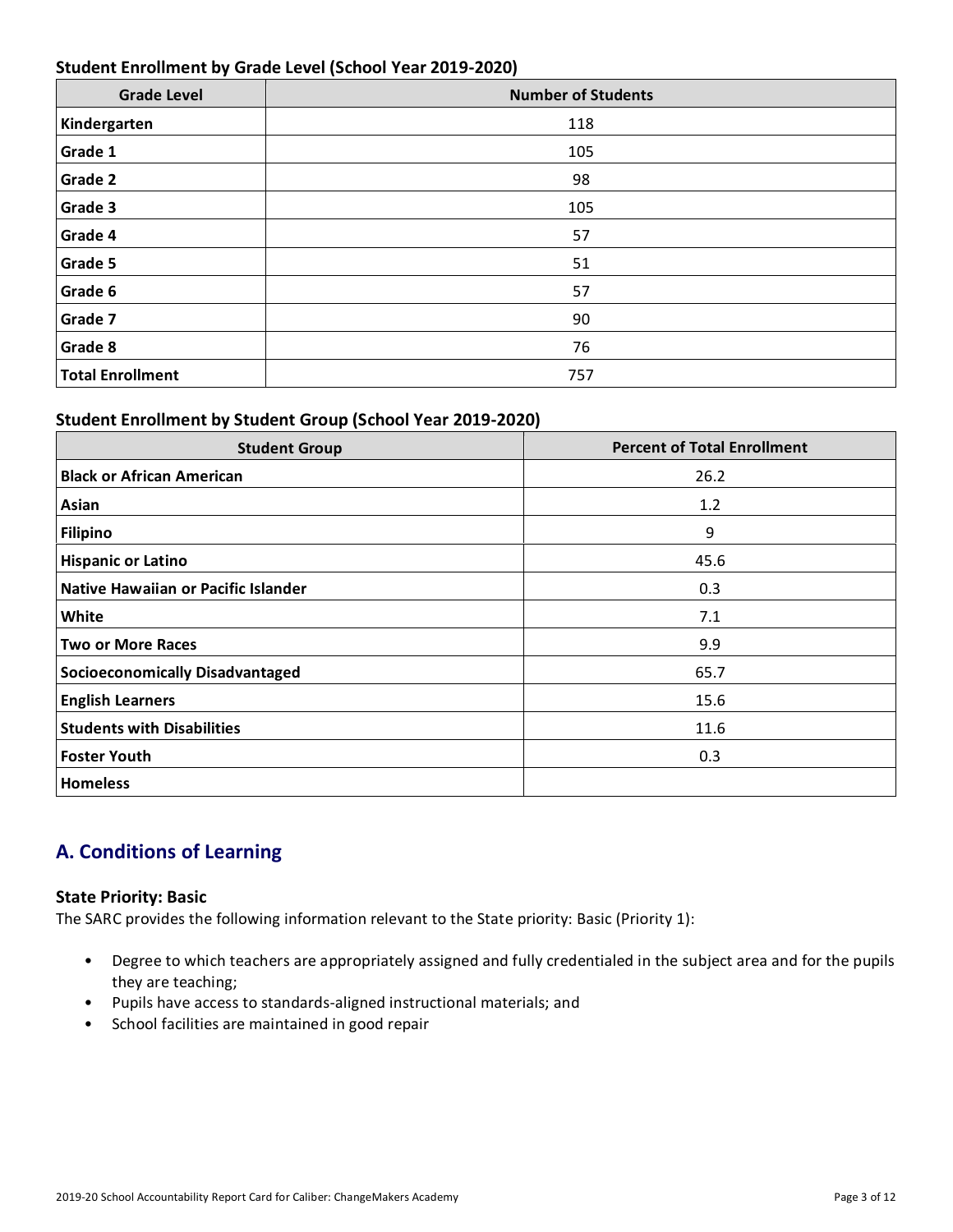### Student Enrollment by Grade Level (School Year 2019-2020)

| Grade Level | Number of Students |
|---|---|
| **Kindergarten** | 118 |
| **Grade 1** | 105 |
| **Grade 2** | 98 |
| **Grade 3** | 105 |
| **Grade 4** | 57 |
| **Grade 5** | 51 |
| **Grade 6** | 57 |
| **Grade 7** | 90 |
| **Grade 8** | 76 |
| **Total Enrollment** | 757 |

### Student Enrollment by Student Group (School Year 2019-2020)

| Student Group | Percent of Total Enrollment |
|---|---|
| **Black or African American** | 26.2 |
| **Asian** | 1.2 |
| **Filipino** | 9 |
| **Hispanic or Latino** | 45.6 |
| **Native Hawaiian or Pacific Islander** | 0.3 |
| **White** | 7.1 |
| **Two or More Races** | 9.9 |
| **Socioeconomically Disadvantaged** | 65.7 |
| **English Learners** | 15.6 |
| **Students with Disabilities** | 11.6 |
| **Foster Youth** | 0.3 |
| **Homeless** | |

## A. Conditions of Learning

### State Priority: Basic

The SARC provides the following information relevant to the State priority: Basic (Priority 1):

- Degree to which teachers are appropriately assigned and fully credentialed in the subject area and for the pupils they are teaching;
- Pupils have access to standards-aligned instructional materials; and
- School facilities are maintained in good repair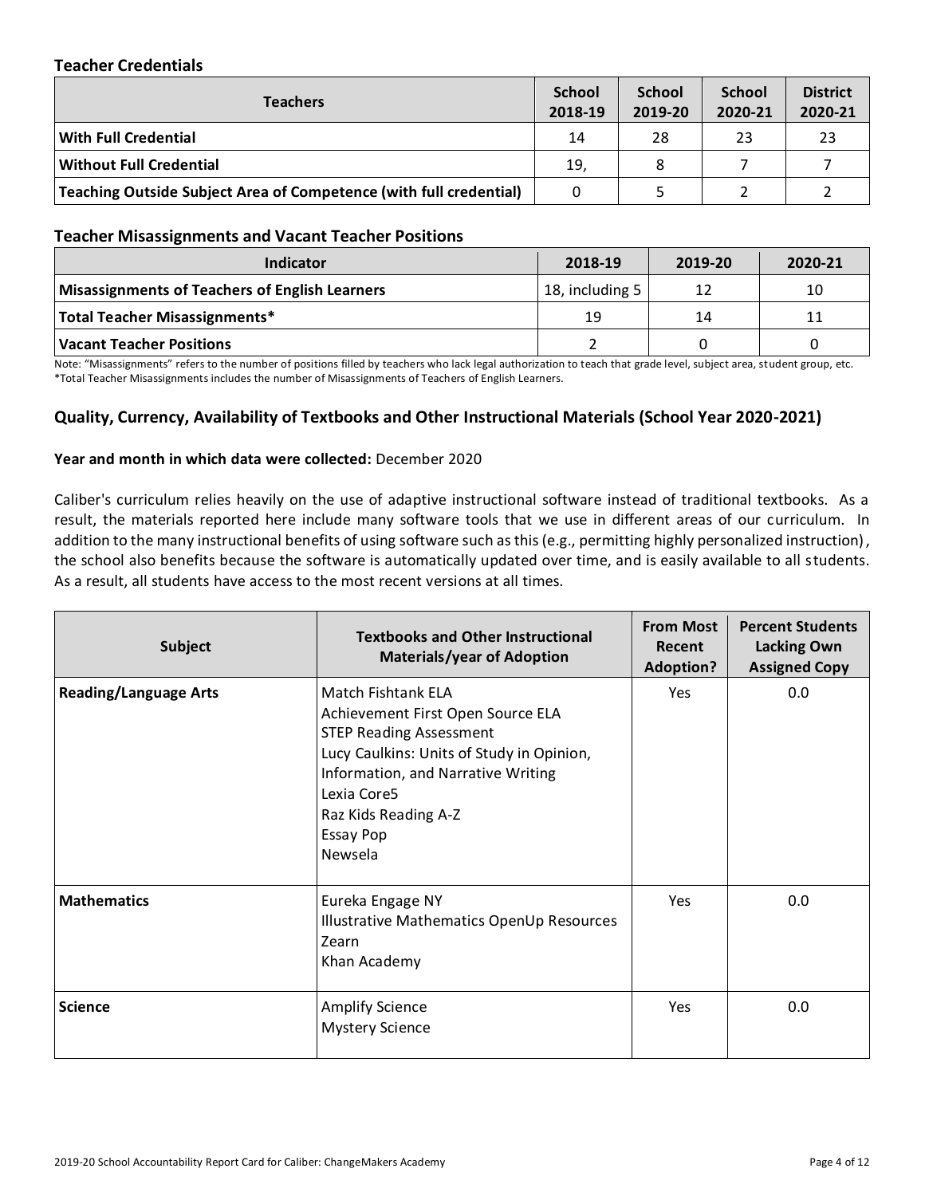### Teacher Credentials

| Teachers | School 2018-19 | School 2019-20 | School 2020-21 | District 2020-21 |
|---|---|---|---|---|
| **With Full Credential** | 14 | 28 | 23 | 23 |
| **Without Full Credential** | 19, | 8 | 7 | 7 |
| **Teaching Outside Subject Area of Competence (with full credential)** | 0 | 5 | 2 | 2 |

### Teacher Misassignments and Vacant Teacher Positions

| Indicator | 2018-19 | 2019-20 | 2020-21 |
|---|---|---|---|
| **Misassignments of Teachers of English Learners** | 18, including 5 | 12 | 10 |
| **Total Teacher Misassignments*** | 19 | 14 | 11 |
| **Vacant Teacher Positions** | 2 | 0 | 0 |

Note: "Misassignments" refers to the number of positions filled by teachers who lack legal authorization to teach that grade level, subject area, student group, etc.
*Total Teacher Misassignments includes the number of Misassignments of Teachers of English Learners.

### Quality, Currency, Availability of Textbooks and Other Instructional Materials (School Year 2020-2021)

**Year and month in which data were collected:** December 2020

Caliber's curriculum relies heavily on the use of adaptive instructional software instead of traditional textbooks. As a result, the materials reported here include many software tools that we use in different areas of our curriculum. In addition to the many instructional benefits of using software such as this (e.g., permitting highly personalized instruction), the school also benefits because the software is automatically updated over time, and is easily available to all students. As a result, all students have access to the most recent versions at all times.

| Subject | Textbooks and Other Instructional Materials/year of Adoption | From Most Recent Adoption? | Percent Students Lacking Own Assigned Copy |
|---|---|---|---|
| **Reading/Language Arts** | Match Fishtank ELA<br>Achievement First Open Source ELA<br>STEP Reading Assessment<br>Lucy Caulkins: Units of Study in Opinion, Information, and Narrative Writing<br>Lexia Core5<br>Raz Kids Reading A-Z<br>Essay Pop<br>Newsela | Yes | 0.0 |
| **Mathematics** | Eureka Engage NY<br>Illustrative Mathematics OpenUp Resources<br>Zearn<br>Khan Academy | Yes | 0.0 |
| **Science** | Amplify Science<br>Mystery Science | Yes | 0.0 |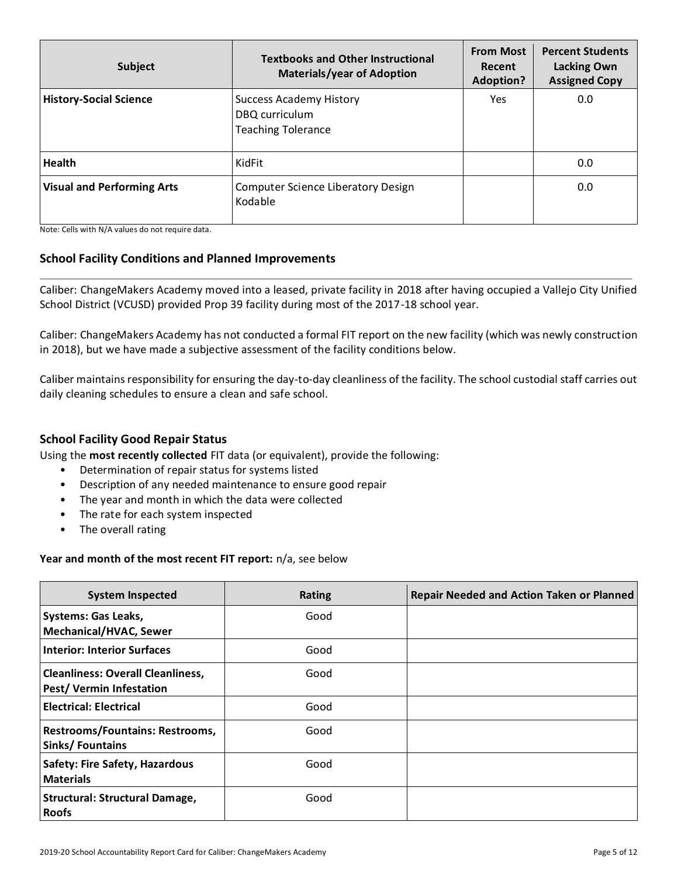| Subject | Textbooks and Other Instructional Materials/year of Adoption | From Most Recent Adoption? | Percent Students Lacking Own Assigned Copy |
|---|---|---|---|
| **History-Social Science** | Success Academy History<br>DBQ curriculum<br>Teaching Tolerance | Yes | 0.0 |
| **Health** | KidFit | | 0.0 |
| **Visual and Performing Arts** | Computer Science Liberatory Design<br>Kodable | | 0.0 |

Note: Cells with N/A values do not require data.

## School Facility Conditions and Planned Improvements

Caliber: ChangeMakers Academy moved into a leased, private facility in 2018 after having occupied a Vallejo City Unified School District (VCUSD) provided Prop 39 facility during most of the 2017-18 school year.

Caliber: ChangeMakers Academy has not conducted a formal FIT report on the new facility (which was newly construction in 2018), but we have made a subjective assessment of the facility conditions below.

Caliber maintains responsibility for ensuring the day-to-day cleanliness of the facility. The school custodial staff carries out daily cleaning schedules to ensure a clean and safe school.

## School Facility Good Repair Status

Using the **most recently collected** FIT data (or equivalent), provide the following:

- Determination of repair status for systems listed
- Description of any needed maintenance to ensure good repair
- The year and month in which the data were collected
- The rate for each system inspected
- The overall rating

**Year and month of the most recent FIT report:** n/a, see below

| System Inspected | Rating | Repair Needed and Action Taken or Planned |
|---|---|---|
| **Systems: Gas Leaks, Mechanical/HVAC, Sewer** | Good | |
| **Interior: Interior Surfaces** | Good | |
| **Cleanliness: Overall Cleanliness, Pest/ Vermin Infestation** | Good | |
| **Electrical: Electrical** | Good | |
| **Restrooms/Fountains: Restrooms, Sinks/ Fountains** | Good | |
| **Safety: Fire Safety, Hazardous Materials** | Good | |
| **Structural: Structural Damage, Roofs** | Good | |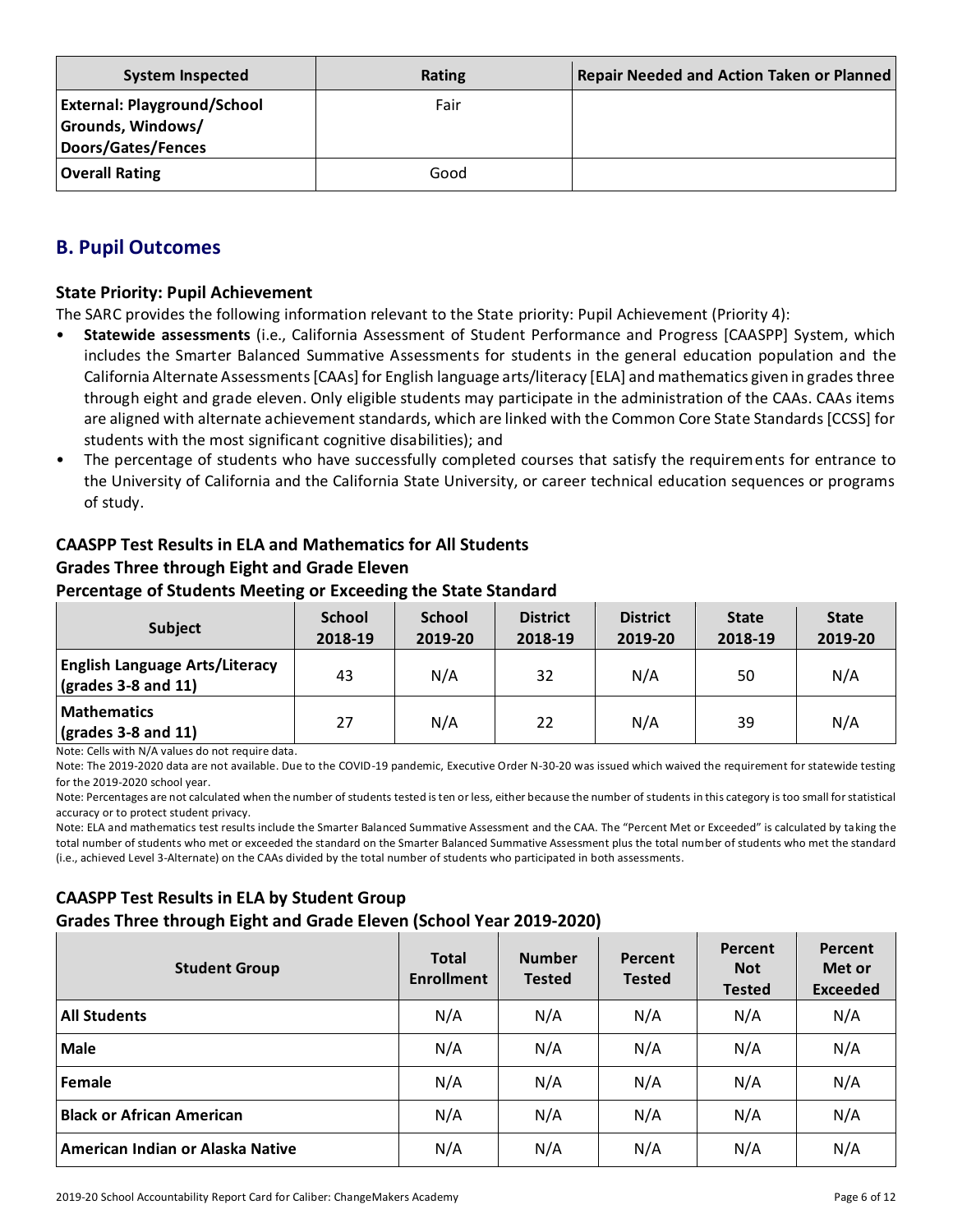| System Inspected | Rating | Repair Needed and Action Taken or Planned |
|---|---|---|
| **External: Playground/School Grounds, Windows/ Doors/Gates/Fences** | Fair | |
| **Overall Rating** | Good | |

## B. Pupil Outcomes

### State Priority: Pupil Achievement

The SARC provides the following information relevant to the State priority: Pupil Achievement (Priority 4):

- **Statewide assessments** (i.e., California Assessment of Student Performance and Progress [CAASPP] System, which includes the Smarter Balanced Summative Assessments for students in the general education population and the California Alternate Assessments [CAAs] for English language arts/literacy [ELA] and mathematics given in grades three through eight and grade eleven. Only eligible students may participate in the administration of the CAAs. CAAs items are aligned with alternate achievement standards, which are linked with the Common Core State Standards [CCSS] for students with the most significant cognitive disabilities); and
- The percentage of students who have successfully completed courses that satisfy the requirements for entrance to the University of California and the California State University, or career technical education sequences or programs of study.

### CAASPP Test Results in ELA and Mathematics for All Students
### Grades Three through Eight and Grade Eleven
### Percentage of Students Meeting or Exceeding the State Standard

| Subject | School 2018-19 | School 2019-20 | District 2018-19 | District 2019-20 | State 2018-19 | State 2019-20 |
|---|---|---|---|---|---|---|
| **English Language Arts/Literacy (grades 3-8 and 11)** | 43 | N/A | 32 | N/A | 50 | N/A |
| **Mathematics (grades 3-8 and 11)** | 27 | N/A | 22 | N/A | 39 | N/A |

Note: Cells with N/A values do not require data.

Note: The 2019-2020 data are not available. Due to the COVID-19 pandemic, Executive Order N-30-20 was issued which waived the requirement for statewide testing for the 2019-2020 school year.

Note: Percentages are not calculated when the number of students tested is ten or less, either because the number of students in this category is too small for statistical accuracy or to protect student privacy.

Note: ELA and mathematics test results include the Smarter Balanced Summative Assessment and the CAA. The "Percent Met or Exceeded" is calculated by taking the total number of students who met or exceeded the standard on the Smarter Balanced Summative Assessment plus the total number of students who met the standard (i.e., achieved Level 3-Alternate) on the CAAs divided by the total number of students who participated in both assessments.

### CAASPP Test Results in ELA by Student Group
### Grades Three through Eight and Grade Eleven (School Year 2019-2020)

| Student Group | Total Enrollment | Number Tested | Percent Tested | Percent Not Tested | Percent Met or Exceeded |
|---|---|---|---|---|---|
| **All Students** | N/A | N/A | N/A | N/A | N/A |
| **Male** | N/A | N/A | N/A | N/A | N/A |
| **Female** | N/A | N/A | N/A | N/A | N/A |
| **Black or African American** | N/A | N/A | N/A | N/A | N/A |
| **American Indian or Alaska Native** | N/A | N/A | N/A | N/A | N/A |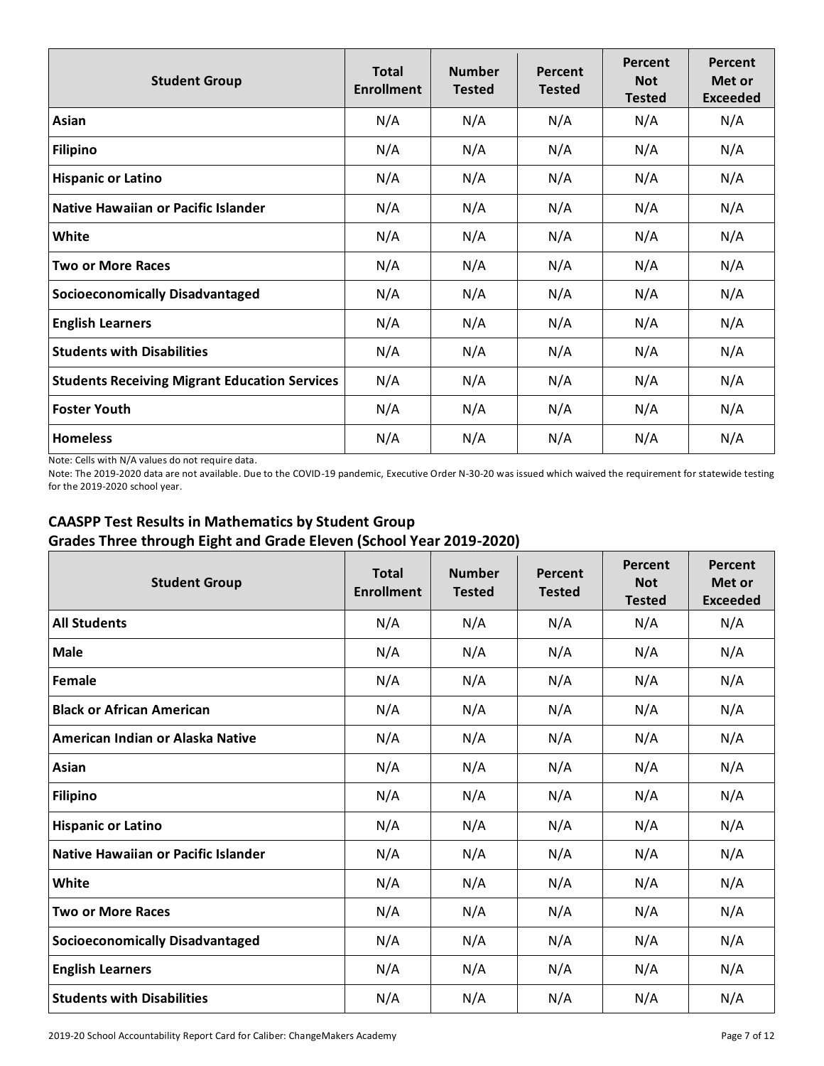| Student Group | Total Enrollment | Number Tested | Percent Tested | Percent Not Tested | Percent Met or Exceeded |
|---|---|---|---|---|---|
| **Asian** | N/A | N/A | N/A | N/A | N/A |
| **Filipino** | N/A | N/A | N/A | N/A | N/A |
| **Hispanic or Latino** | N/A | N/A | N/A | N/A | N/A |
| **Native Hawaiian or Pacific Islander** | N/A | N/A | N/A | N/A | N/A |
| **White** | N/A | N/A | N/A | N/A | N/A |
| **Two or More Races** | N/A | N/A | N/A | N/A | N/A |
| **Socioeconomically Disadvantaged** | N/A | N/A | N/A | N/A | N/A |
| **English Learners** | N/A | N/A | N/A | N/A | N/A |
| **Students with Disabilities** | N/A | N/A | N/A | N/A | N/A |
| **Students Receiving Migrant Education Services** | N/A | N/A | N/A | N/A | N/A |
| **Foster Youth** | N/A | N/A | N/A | N/A | N/A |
| **Homeless** | N/A | N/A | N/A | N/A | N/A |

Note: Cells with N/A values do not require data.

Note: The 2019-2020 data are not available. Due to the COVID-19 pandemic, Executive Order N-30-20 was issued which waived the requirement for statewide testing for the 2019-2020 school year.

## CAASPP Test Results in Mathematics by Student Group
## Grades Three through Eight and Grade Eleven (School Year 2019-2020)

| Student Group | Total Enrollment | Number Tested | Percent Tested | Percent Not Tested | Percent Met or Exceeded |
|---|---|---|---|---|---|
| **All Students** | N/A | N/A | N/A | N/A | N/A |
| **Male** | N/A | N/A | N/A | N/A | N/A |
| **Female** | N/A | N/A | N/A | N/A | N/A |
| **Black or African American** | N/A | N/A | N/A | N/A | N/A |
| **American Indian or Alaska Native** | N/A | N/A | N/A | N/A | N/A |
| **Asian** | N/A | N/A | N/A | N/A | N/A |
| **Filipino** | N/A | N/A | N/A | N/A | N/A |
| **Hispanic or Latino** | N/A | N/A | N/A | N/A | N/A |
| **Native Hawaiian or Pacific Islander** | N/A | N/A | N/A | N/A | N/A |
| **White** | N/A | N/A | N/A | N/A | N/A |
| **Two or More Races** | N/A | N/A | N/A | N/A | N/A |
| **Socioeconomically Disadvantaged** | N/A | N/A | N/A | N/A | N/A |
| **English Learners** | N/A | N/A | N/A | N/A | N/A |
| **Students with Disabilities** | N/A | N/A | N/A | N/A | N/A |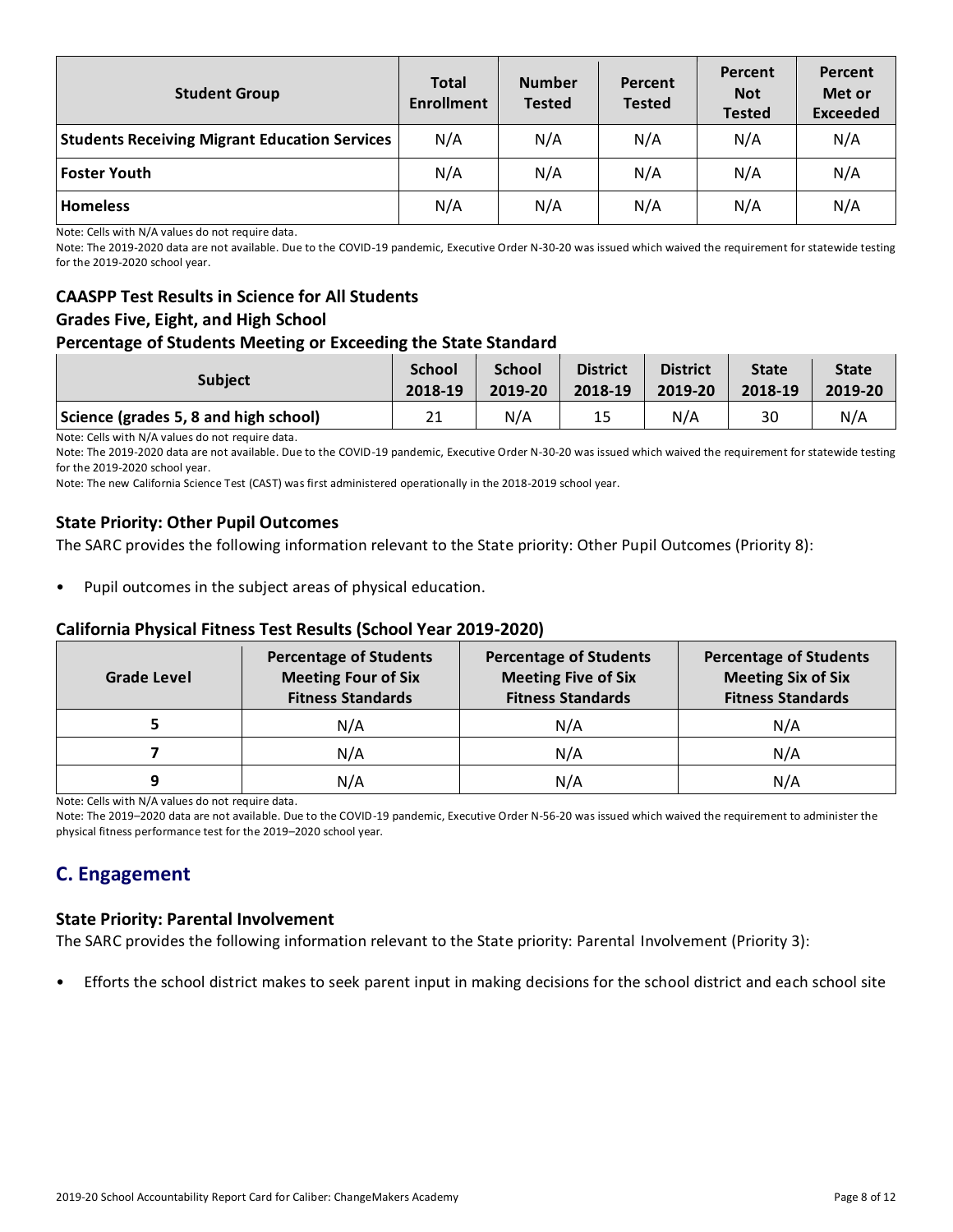| Student Group | Total Enrollment | Number Tested | Percent Tested | Percent Not Tested | Percent Met or Exceeded |
|---|---|---|---|---|---|
| **Students Receiving Migrant Education Services** | N/A | N/A | N/A | N/A | N/A |
| **Foster Youth** | N/A | N/A | N/A | N/A | N/A |
| **Homeless** | N/A | N/A | N/A | N/A | N/A |

Note: Cells with N/A values do not require data.

Note: The 2019-2020 data are not available. Due to the COVID-19 pandemic, Executive Order N-30-20 was issued which waived the requirement for statewide testing for the 2019-2020 school year.

### CAASPP Test Results in Science for All Students
### Grades Five, Eight, and High School
### Percentage of Students Meeting or Exceeding the State Standard

| Subject | School 2018-19 | School 2019-20 | District 2018-19 | District 2019-20 | State 2018-19 | State 2019-20 |
|---|---|---|---|---|---|---|
| **Science (grades 5, 8 and high school)** | 21 | N/A | 15 | N/A | 30 | N/A |

Note: Cells with N/A values do not require data.

Note: The 2019-2020 data are not available. Due to the COVID-19 pandemic, Executive Order N-30-20 was issued which waived the requirement for statewide testing for the 2019-2020 school year.

Note: The new California Science Test (CAST) was first administered operationally in the 2018-2019 school year.

### State Priority: Other Pupil Outcomes

The SARC provides the following information relevant to the State priority: Other Pupil Outcomes (Priority 8):

- Pupil outcomes in the subject areas of physical education.

### California Physical Fitness Test Results (School Year 2019-2020)

| Grade Level | Percentage of Students Meeting Four of Six Fitness Standards | Percentage of Students Meeting Five of Six Fitness Standards | Percentage of Students Meeting Six of Six Fitness Standards |
|---|---|---|---|
| **5** | N/A | N/A | N/A |
| **7** | N/A | N/A | N/A |
| **9** | N/A | N/A | N/A |

Note: Cells with N/A values do not require data.

Note: The 2019–2020 data are not available. Due to the COVID-19 pandemic, Executive Order N-56-20 was issued which waived the requirement to administer the physical fitness performance test for the 2019–2020 school year.

## C. Engagement

### State Priority: Parental Involvement

The SARC provides the following information relevant to the State priority: Parental Involvement (Priority 3):

- Efforts the school district makes to seek parent input in making decisions for the school district and each school site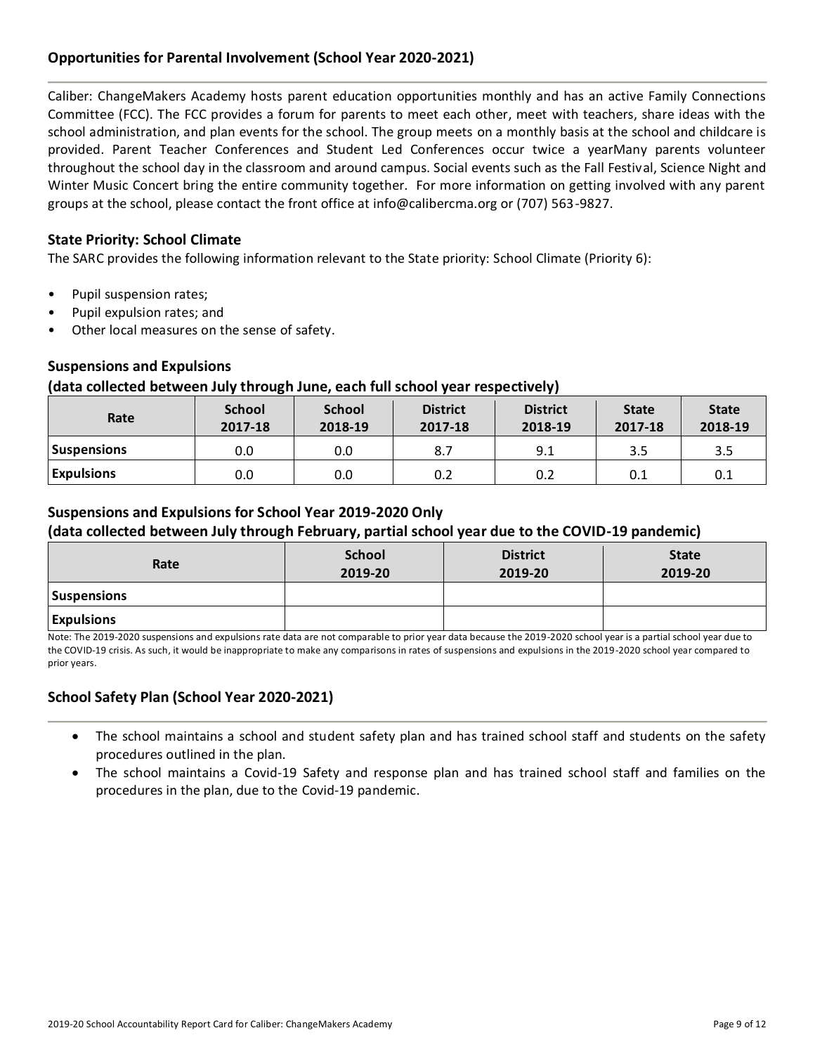### Opportunities for Parental Involvement (School Year 2020-2021)

Caliber: ChangeMakers Academy hosts parent education opportunities monthly and has an active Family Connections Committee (FCC). The FCC provides a forum for parents to meet each other, meet with teachers, share ideas with the school administration, and plan events for the school. The group meets on a monthly basis at the school and childcare is provided. Parent Teacher Conferences and Student Led Conferences occur twice a yearMany parents volunteer throughout the school day in the classroom and around campus. Social events such as the Fall Festival, Science Night and Winter Music Concert bring the entire community together. For more information on getting involved with any parent groups at the school, please contact the front office at info@calibercma.org or (707) 563-9827.

### State Priority: School Climate

The SARC provides the following information relevant to the State priority: School Climate (Priority 6):

- Pupil suspension rates;
- Pupil expulsion rates; and
- Other local measures on the sense of safety.

### Suspensions and Expulsions
### (data collected between July through June, each full school year respectively)

| Rate | School 2017-18 | School 2018-19 | District 2017-18 | District 2018-19 | State 2017-18 | State 2018-19 |
|---|---|---|---|---|---|---|
| Suspensions | 0.0 | 0.0 | 8.7 | 9.1 | 3.5 | 3.5 |
| Expulsions | 0.0 | 0.0 | 0.2 | 0.2 | 0.1 | 0.1 |

### Suspensions and Expulsions for School Year 2019-2020 Only
### (data collected between July through February, partial school year due to the COVID-19 pandemic)

| Rate | School 2019-20 | District 2019-20 | State 2019-20 |
|---|---|---|---|
| Suspensions | | | |
| Expulsions | | | |

Note: The 2019-2020 suspensions and expulsions rate data are not comparable to prior year data because the 2019-2020 school year is a partial school year due to the COVID-19 crisis. As such, it would be inappropriate to make any comparisons in rates of suspensions and expulsions in the 2019-2020 school year compared to prior years.

### School Safety Plan (School Year 2020-2021)

- The school maintains a school and student safety plan and has trained school staff and students on the safety procedures outlined in the plan.
- The school maintains a Covid-19 Safety and response plan and has trained school staff and families on the procedures in the plan, due to the Covid-19 pandemic.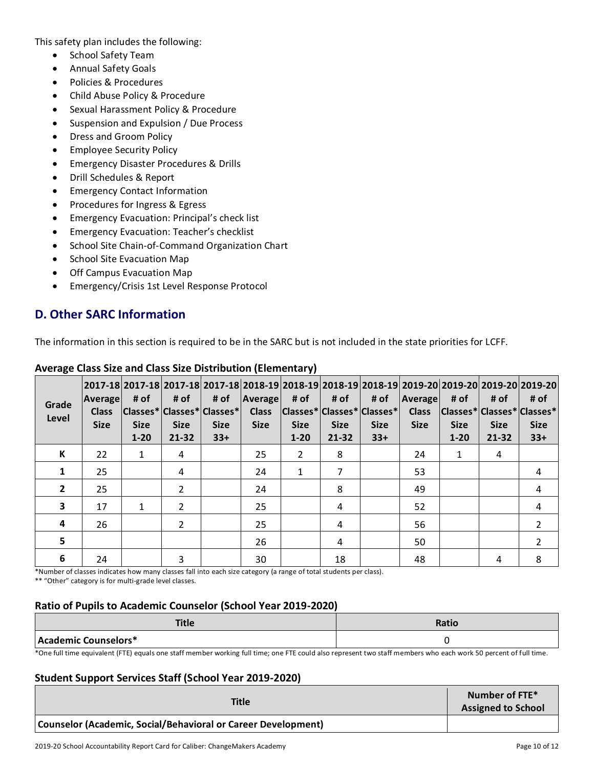This safety plan includes the following:

- School Safety Team
- Annual Safety Goals
- Policies & Procedures
- Child Abuse Policy & Procedure
- Sexual Harassment Policy & Procedure
- Suspension and Expulsion / Due Process
- Dress and Groom Policy
- Employee Security Policy
- Emergency Disaster Procedures & Drills
- Drill Schedules & Report
- Emergency Contact Information
- Procedures for Ingress & Egress
- Emergency Evacuation: Principal's check list
- Emergency Evacuation: Teacher's checklist
- School Site Chain-of-Command Organization Chart
- School Site Evacuation Map
- Off Campus Evacuation Map
- Emergency/Crisis 1st Level Response Protocol

## D. Other SARC Information

The information in this section is required to be in the SARC but is not included in the state priorities for LCFF.

### Average Class Size and Class Size Distribution (Elementary)

| Grade Level | 2017-18 Average Class Size | 2017-18 # of Classes* Size 1-20 | 2017-18 # of Classes* Size 21-32 | 2017-18 # of Classes* Size 33+ | 2018-19 Average Class Size | 2018-19 # of Classes* Size 1-20 | 2018-19 # of Classes* Size 21-32 | 2018-19 # of Classes* Size 33+ | 2019-20 Average Class Size | 2019-20 # of Classes* Size 1-20 | 2019-20 # of Classes* Size 21-32 | 2019-20 # of Classes* Size 33+ |
|---|---|---|---|---|---|---|---|---|---|---|---|---|
| K | 22 | 1 | 4 | | 25 | 2 | 8 | | 24 | 1 | 4 | |
| 1 | 25 | | 4 | | 24 | 1 | 7 | | 53 | | | 4 |
| 2 | 25 | | 2 | | 24 | | 8 | | 49 | | | 4 |
| 3 | 17 | 1 | 2 | | 25 | | 4 | | 52 | | | 4 |
| 4 | 26 | | 2 | | 25 | | 4 | | 56 | | | 2 |
| 5 | | | | | 26 | | 4 | | 50 | | | 2 |
| 6 | 24 | | 3 | | 30 | | 18 | | 48 | | 4 | 8 |

*Number of classes indicates how many classes fall into each size category (a range of total students per class).

** "Other" category is for multi-grade level classes.

### Ratio of Pupils to Academic Counselor (School Year 2019-2020)

| Title | Ratio |
|---|---|
| **Academic Counselors*** | 0 |

*One full time equivalent (FTE) equals one staff member working full time; one FTE could also represent two staff members who each work 50 percent of full time.

### Student Support Services Staff (School Year 2019-2020)

| Title | Number of FTE* Assigned to School |
|---|---|
| **Counselor (Academic, Social/Behavioral or Career Development)** | |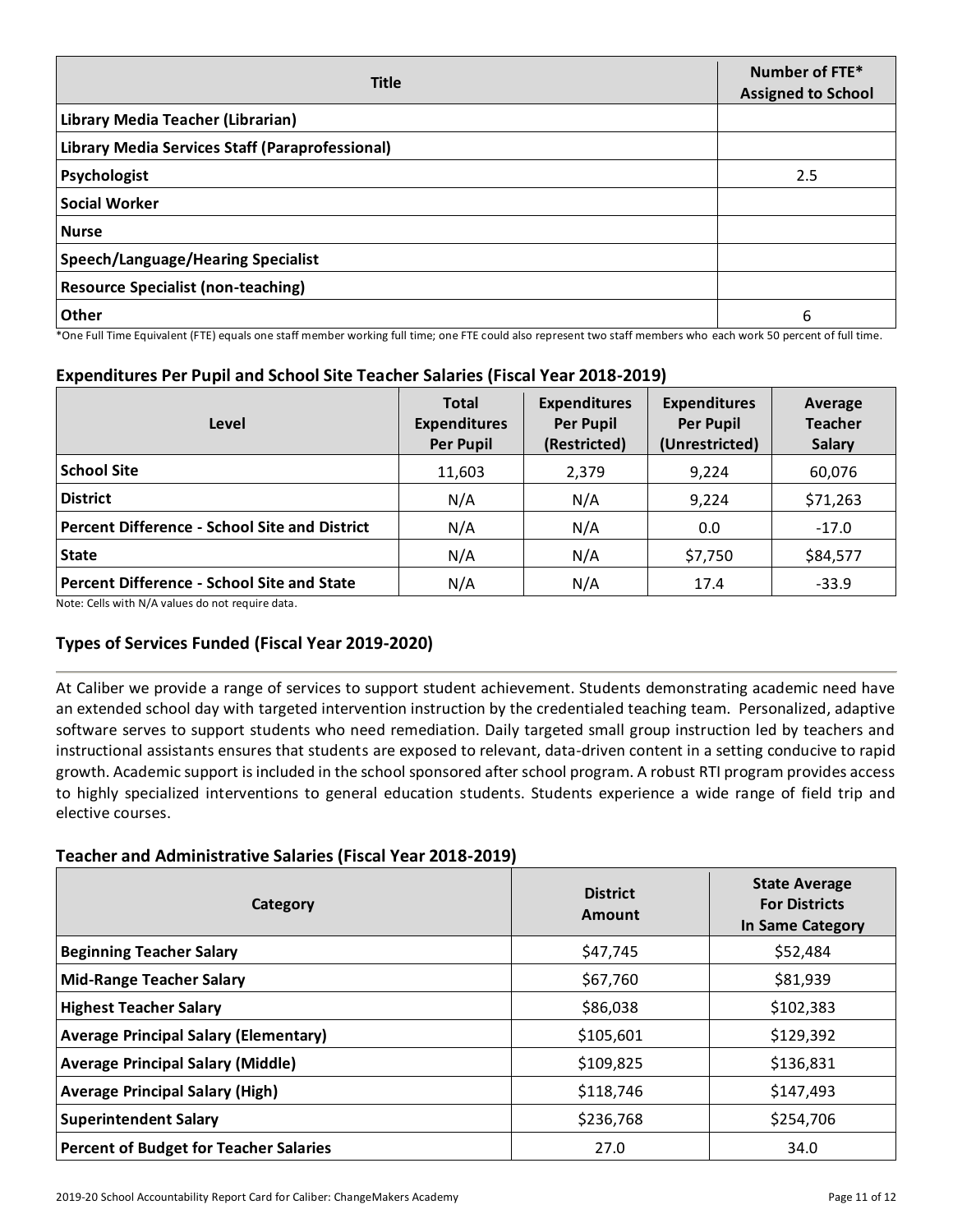| Title | Number of FTE* Assigned to School |
|---|---|
| **Library Media Teacher (Librarian)** | |
| **Library Media Services Staff (Paraprofessional)** | |
| **Psychologist** | 2.5 |
| **Social Worker** | |
| **Nurse** | |
| **Speech/Language/Hearing Specialist** | |
| **Resource Specialist (non-teaching)** | |
| **Other** | 6 |

*One Full Time Equivalent (FTE) equals one staff member working full time; one FTE could also represent two staff members who each work 50 percent of full time.

### Expenditures Per Pupil and School Site Teacher Salaries (Fiscal Year 2018-2019)

| Level | Total Expenditures Per Pupil | Expenditures Per Pupil (Restricted) | Expenditures Per Pupil (Unrestricted) | Average Teacher Salary |
|---|---|---|---|---|
| **School Site** | 11,603 | 2,379 | 9,224 | 60,076 |
| **District** | N/A | N/A | 9,224 | $71,263 |
| **Percent Difference - School Site and District** | N/A | N/A | 0.0 | -17.0 |
| **State** | N/A | N/A | $7,750 | $84,577 |
| **Percent Difference - School Site and State** | N/A | N/A | 17.4 | -33.9 |

Note: Cells with N/A values do not require data.

## Types of Services Funded (Fiscal Year 2019-2020)

At Caliber we provide a range of services to support student achievement. Students demonstrating academic need have an extended school day with targeted intervention instruction by the credentialed teaching team. Personalized, adaptive software serves to support students who need remediation. Daily targeted small group instruction led by teachers and instructional assistants ensures that students are exposed to relevant, data-driven content in a setting conducive to rapid growth. Academic support is included in the school sponsored after school program. A robust RTI program provides access to highly specialized interventions to general education students. Students experience a wide range of field trip and elective courses.

### Teacher and Administrative Salaries (Fiscal Year 2018-2019)

| Category | District Amount | State Average For Districts In Same Category |
|---|---|---|
| **Beginning Teacher Salary** | $47,745 | $52,484 |
| **Mid-Range Teacher Salary** | $67,760 | $81,939 |
| **Highest Teacher Salary** | $86,038 | $102,383 |
| **Average Principal Salary (Elementary)** | $105,601 | $129,392 |
| **Average Principal Salary (Middle)** | $109,825 | $136,831 |
| **Average Principal Salary (High)** | $118,746 | $147,493 |
| **Superintendent Salary** | $236,768 | $254,706 |
| **Percent of Budget for Teacher Salaries** | 27.0 | 34.0 |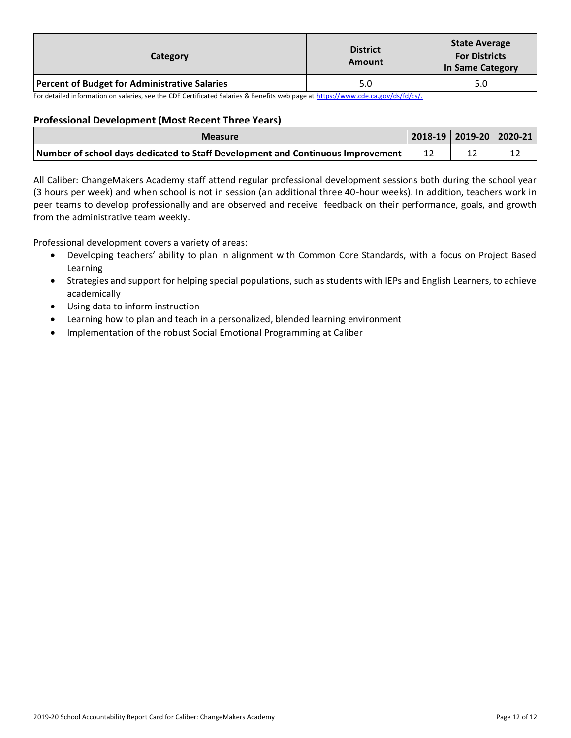| Category | District Amount | State Average For Districts In Same Category |
| --- | --- | --- |
| **Percent of Budget for Administrative Salaries** | 5.0 | 5.0 |

For detailed information on salaries, see the CDE Certificated Salaries & Benefits web page at https://www.cde.ca.gov/ds/fd/cs/.

### Professional Development (Most Recent Three Years)

| Measure | 2018-19 | 2019-20 | 2020-21 |
| --- | --- | --- | --- |
| **Number of school days dedicated to Staff Development and Continuous Improvement** | 12 | 12 | 12 |

All Caliber: ChangeMakers Academy staff attend regular professional development sessions both during the school year (3 hours per week) and when school is not in session (an additional three 40-hour weeks). In addition, teachers work in peer teams to develop professionally and are observed and receive feedback on their performance, goals, and growth from the administrative team weekly.

Professional development covers a variety of areas:

- Developing teachers' ability to plan in alignment with Common Core Standards, with a focus on Project Based Learning
- Strategies and support for helping special populations, such as students with IEPs and English Learners, to achieve academically
- Using data to inform instruction
- Learning how to plan and teach in a personalized, blended learning environment
- Implementation of the robust Social Emotional Programming at Caliber